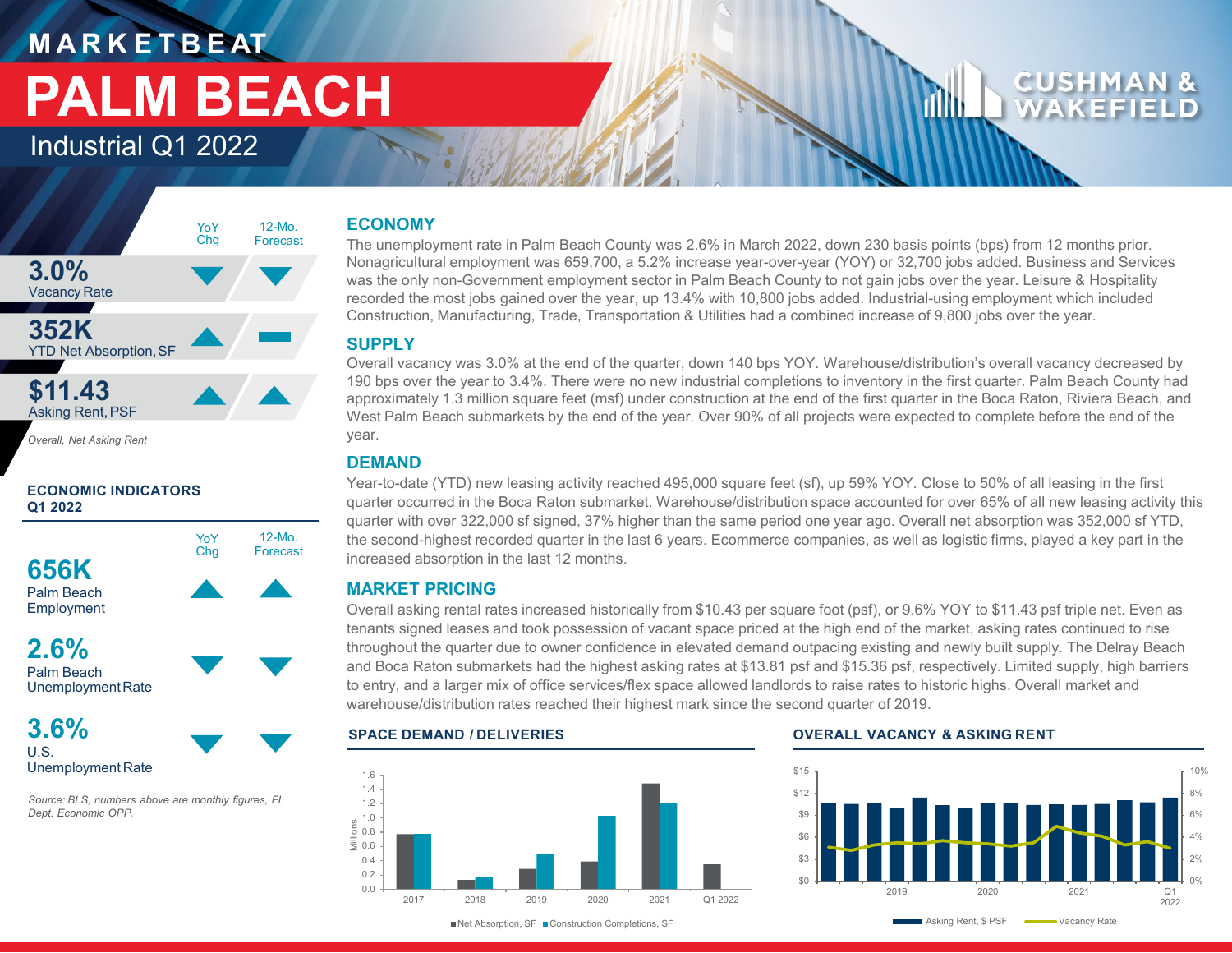# MARKETBEAT

# PALM BEACH

## Industrial Q1 2022

CUSHMAN & WAKEFIELD

| | YoY Chg | 12-Mo. Forecast |
|---|---|---|
| **3.0%** Vacancy Rate | ▼ | ▼ |
| **352K** YTD Net Absorption, SF | ▲ | ▬ |
| **$11.43** Asking Rent, PSF | ▲ | ▲ |

*Overall, Net Asking Rent*

### ECONOMIC INDICATORS Q1 2022

| | YoY Chg | 12-Mo. Forecast |
|---|---|---|
| **656K** Palm Beach Employment | ▲ | ▲ |
| **2.6%** Palm Beach Unemployment Rate | ▼ | ▼ |
| **3.6%** U.S. Unemployment Rate | ▼ | ▼ |

*Source: BLS, numbers above are monthly figures, FL Dept. Economic OPP.*

## ECONOMY

The unemployment rate in Palm Beach County was 2.6% in March 2022, down 230 basis points (bps) from 12 months prior. Nonagricultural employment was 659,700, a 5.2% increase year-over-year (YOY) or 32,700 jobs added. Business and Services was the only non-Government employment sector in Palm Beach County to not gain jobs over the year. Leisure & Hospitality recorded the most jobs gained over the year, up 13.4% with 10,800 jobs added. Industrial-using employment which included Construction, Manufacturing, Trade, Transportation & Utilities had a combined increase of 9,800 jobs over the year.

## SUPPLY

Overall vacancy was 3.0% at the end of the quarter, down 140 bps YOY. Warehouse/distribution's overall vacancy decreased by 190 bps over the year to 3.4%. There were no new industrial completions to inventory in the first quarter. Palm Beach County had approximately 1.3 million square feet (msf) under construction at the end of the first quarter in the Boca Raton, Riviera Beach, and West Palm Beach submarkets by the end of the year. Over 90% of all projects were expected to complete before the end of the year.

## DEMAND

Year-to-date (YTD) new leasing activity reached 495,000 square feet (sf), up 59% YOY. Close to 50% of all leasing in the first quarter occurred in the Boca Raton submarket. Warehouse/distribution space accounted for over 65% of all new leasing activity this quarter with over 322,000 sf signed, 37% higher than the same period one year ago. Overall net absorption was 352,000 sf YTD, the second-highest recorded quarter in the last 6 years. Ecommerce companies, as well as logistic firms, played a key part in the increased absorption in the last 12 months.

## MARKET PRICING

Overall asking rental rates increased historically from $10.43 per square foot (psf), or 9.6% YOY to $11.43 psf triple net. Even as tenants signed leases and took possession of vacant space priced at the high end of the market, asking rates continued to rise throughout the quarter due to owner confidence in elevated demand outpacing existing and newly built supply. The Delray Beach and Boca Raton submarkets had the highest asking rates at $13.81 psf and $15.36 psf, respectively. Limited supply, high barriers to entry, and a larger mix of office services/flex space allowed landlords to raise rates to historic highs. Overall market and warehouse/distribution rates reached their highest mark since the second quarter of 2019.

### SPACE DEMAND / DELIVERIES

■ Net Absorption, SF ■ Construction Completions, SF

### OVERALL VACANCY & ASKING RENT

Asking Rent, $ PSF — Vacancy Rate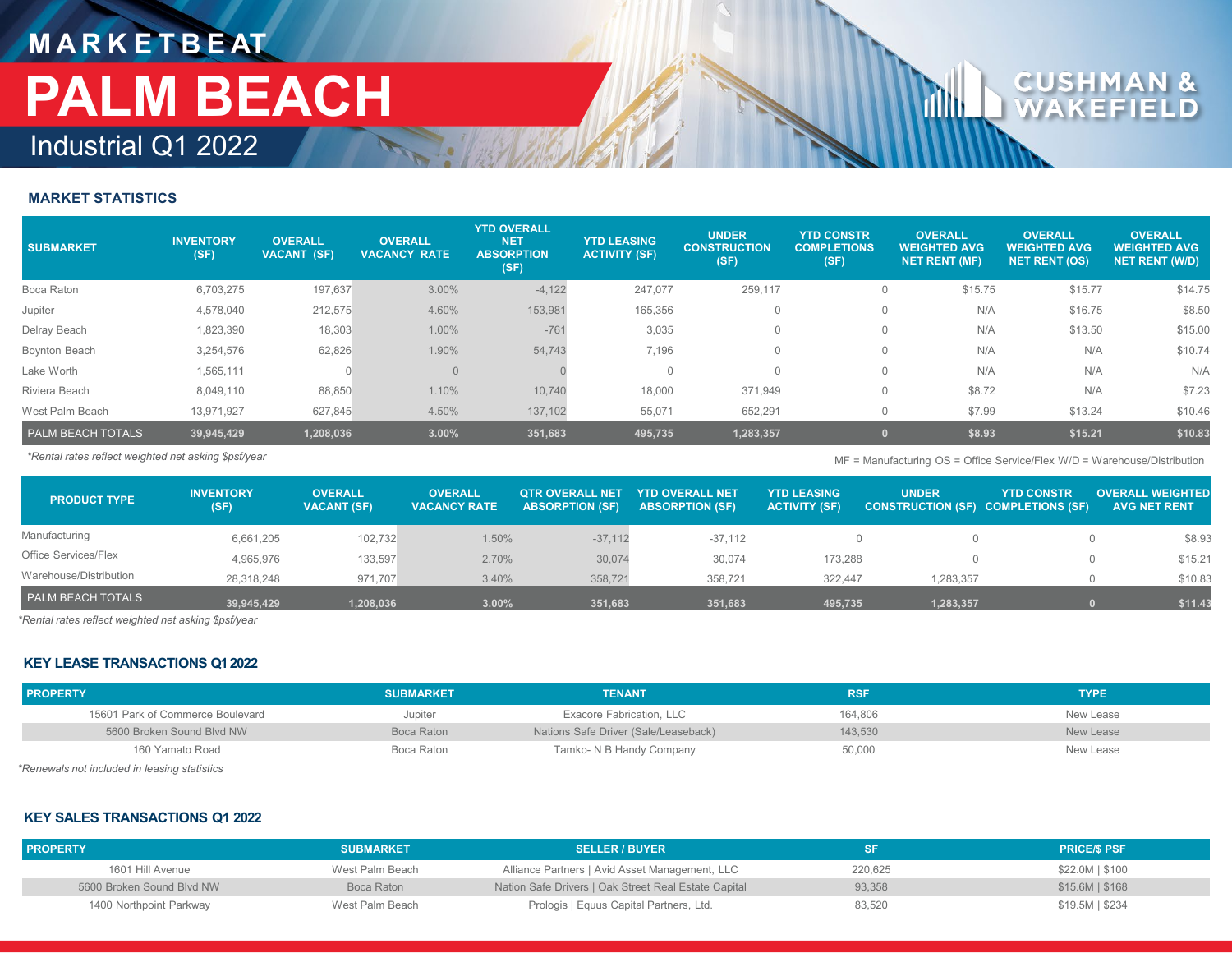# MARKETBEAT

# PALM BEACH

## Industrial Q1 2022

### MARKET STATISTICS

| SUBMARKET | INVENTORY (SF) | OVERALL VACANT (SF) | OVERALL VACANCY RATE | YTD OVERALL NET ABSORPTION (SF) | YTD LEASING ACTIVITY (SF) | UNDER CONSTRUCTION (SF) | YTD CONSTR COMPLETIONS (SF) | OVERALL WEIGHTED AVG NET RENT (MF) | OVERALL WEIGHTED AVG NET RENT (OS) | OVERALL WEIGHTED AVG NET RENT (W/D) |
|---|---|---|---|---|---|---|---|---|---|---|
| Boca Raton | 6,703,275 | 197,637 | 3.00% | -4,122 | 247,077 | 259,117 | 0 | $15.75 | $15.77 | $14.75 |
| Jupiter | 4,578,040 | 212,575 | 4.60% | 153,981 | 165,356 | 0 | 0 | N/A | $16.75 | $8.50 |
| Delray Beach | 1,823,390 | 18,303 | 1.00% | -761 | 3,035 | 0 | 0 | N/A | $13.50 | $15.00 |
| Boynton Beach | 3,254,576 | 62,826 | 1.90% | 54,743 | 7,196 | 0 | 0 | N/A | N/A | $10.74 |
| Lake Worth | 1,565,111 | 0 | 0 | 0 | 0 | 0 | 0 | N/A | N/A | N/A |
| Riviera Beach | 8,049,110 | 88,850 | 1.10% | 10,740 | 18,000 | 371,949 | 0 | $8.72 | N/A | $7.23 |
| West Palm Beach | 13,971,927 | 627,845 | 4.50% | 137,102 | 55,071 | 652,291 | 0 | $7.99 | $13.24 | $10.46 |
| **PALM BEACH TOTALS** | **39,945,429** | **1,208,036** | **3.00%** | **351,683** | **495,735** | **1,283,357** | **0** | **$8.93** | **$15.21** | **$10.83** |

*Rental rates reflect weighted net asking $psf/year

MF = Manufacturing OS = Office Service/Flex W/D = Warehouse/Distribution

| PRODUCT TYPE | INVENTORY (SF) | OVERALL VACANT (SF) | OVERALL VACANCY RATE | QTR OVERALL NET ABSORPTION (SF) | YTD OVERALL NET ABSORPTION (SF) | YTD LEASING ACTIVITY (SF) | UNDER CONSTRUCTION (SF) | YTD CONSTR COMPLETIONS (SF) | OVERALL WEIGHTED AVG NET RENT |
|---|---|---|---|---|---|---|---|---|---|
| Manufacturing | 6,661,205 | 102,732 | 1.50% | -37,112 | -37,112 | 0 | 0 | 0 | $8.93 |
| Office Services/Flex | 4,965,976 | 133,597 | 2.70% | 30,074 | 30,074 | 173,288 | 0 | 0 | $15.21 |
| Warehouse/Distribution | 28,318,248 | 971,707 | 3.40% | 358,721 | 358,721 | 322,447 | 1,283,357 | 0 | $10.83 |
| **PALM BEACH TOTALS** | **39,945,429** | **1,208,036** | **3.00%** | **351,683** | **351,683** | **495,735** | **1,283,357** | **0** | **$11.43** |

*Rental rates reflect weighted net asking $psf/year

### KEY LEASE TRANSACTIONS Q1 2022

| PROPERTY | SUBMARKET | TENANT | RSF | TYPE |
|---|---|---|---|---|
| 15601 Park of Commerce Boulevard | Jupiter | Exacore Fabrication, LLC | 164,806 | New Lease |
| 5600 Broken Sound Blvd NW | Boca Raton | Nations Safe Driver (Sale/Leaseback) | 143,530 | New Lease |
| 160 Yamato Road | Boca Raton | Tamko- N B Handy Company | 50,000 | New Lease |

*Renewals not included in leasing statistics

### KEY SALES TRANSACTIONS Q1 2022

| PROPERTY | SUBMARKET | SELLER / BUYER | SF | PRICE/$ PSF |
|---|---|---|---|---|
| 1601 Hill Avenue | West Palm Beach | Alliance Partners \| Avid Asset Management, LLC | 220,625 | $22.0M \| $100 |
| 5600 Broken Sound Blvd NW | Boca Raton | Nation Safe Drivers \| Oak Street Real Estate Capital | 93,358 | $15.6M \| $168 |
| 1400 Northpoint Parkway | West Palm Beach | Prologis \| Equus Capital Partners, Ltd. | 83,520 | $19.5M \| $234 |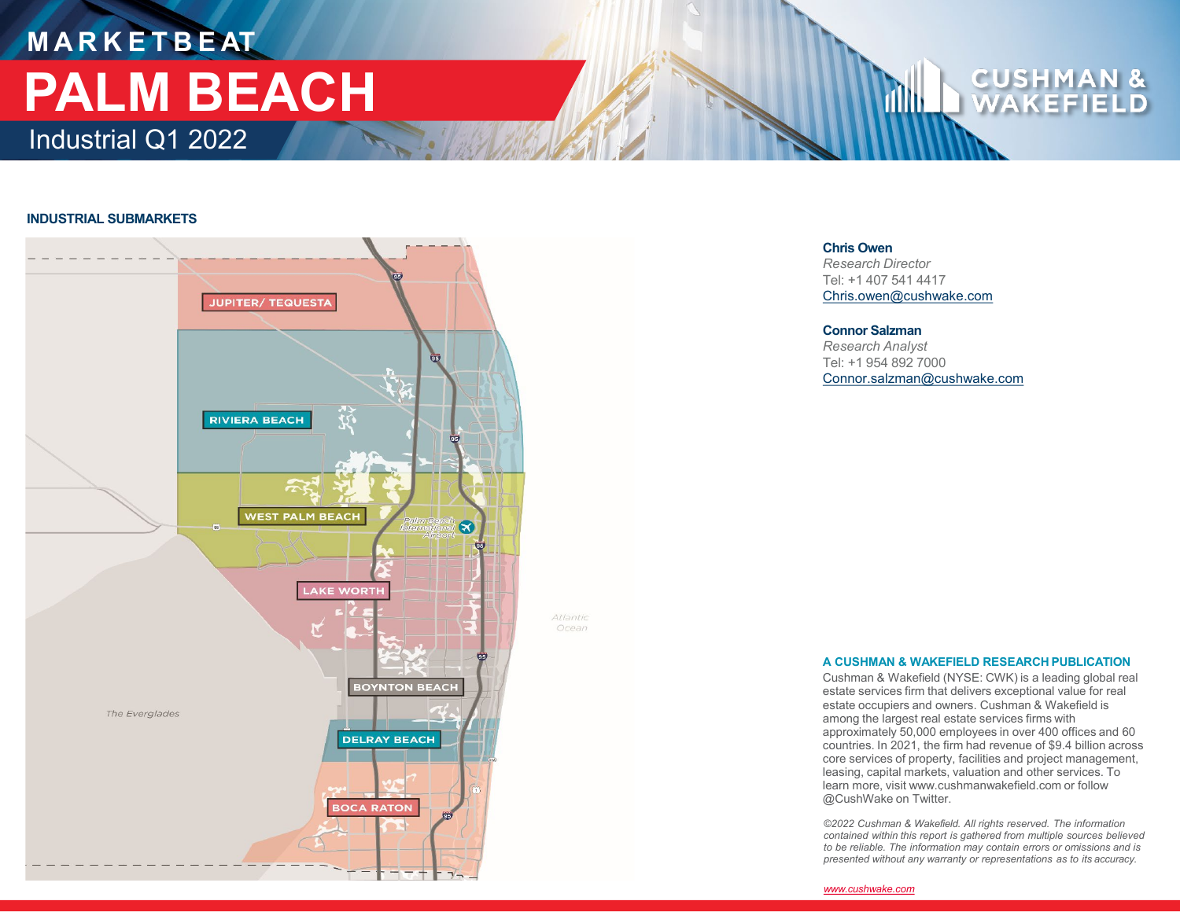MARKETBEAT

# PALM BEACH

Industrial Q1 2022

## INDUSTRIAL SUBMARKETS

JUPITER/ TEQUESTA

RIVIERA BEACH

WEST PALM BEACH

Palm Beach International Airport

LAKE WORTH

BOYNTON BEACH

DELRAY BEACH

BOCA RATON

Atlantic Ocean

The Everglades

**Chris Owen**
*Research Director*
Tel: +1 407 541 4417
Chris.owen@cushwake.com

**Connor Salzman**
*Research Analyst*
Tel: +1 954 892 7000
Connor.salzman@cushwake.com

### A CUSHMAN & WAKEFIELD RESEARCH PUBLICATION

Cushman & Wakefield (NYSE: CWK) is a leading global real estate services firm that delivers exceptional value for real estate occupiers and owners. Cushman & Wakefield is among the largest real estate services firms with approximately 50,000 employees in over 400 offices and 60 countries. In 2021, the firm had revenue of $9.4 billion across core services of property, facilities and project management, leasing, capital markets, valuation and other services. To learn more, visit www.cushmanwakefield.com or follow @CushWake on Twitter.

*©2022 Cushman & Wakefield. All rights reserved. The information contained within this report is gathered from multiple sources believed to be reliable. The information may contain errors or omissions and is presented without any warranty or representations as to its accuracy.*

*www.cushwake.com*